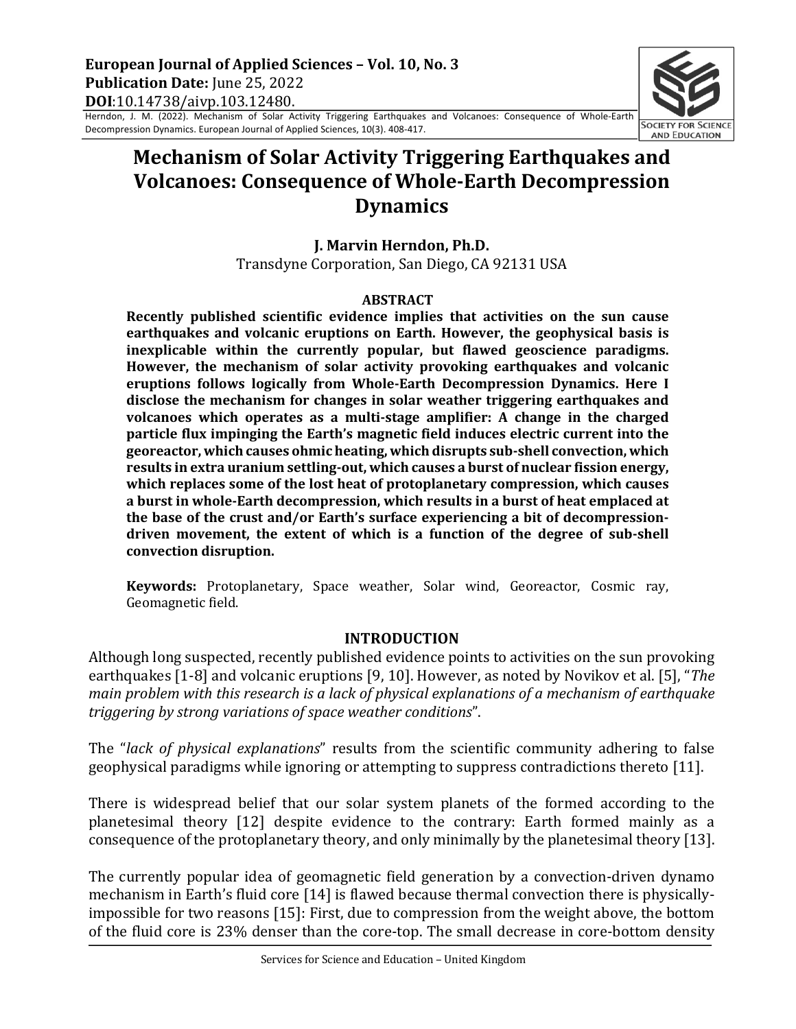# Mechanism of Solar Activity Triggering Earthquakes and Volcanoes: Consequence of Whole-Earth Decompression Dynamics

**J. Marvin Herndon, Ph.D.**

Transdyne Corporation, San Diego, CA 92131 USA

## ABSTRACT

**Recently published scientific evidence implies that activities on the sun cause earthquakes and volcanic eruptions on Earth. However, the geophysical basis is inexplicable within the currently popular, but flawed geoscience paradigms. However, the mechanism of solar activity provoking earthquakes and volcanic eruptions follows logically from Whole-Earth Decompression Dynamics. Here I disclose the mechanism for changes in solar weather triggering earthquakes and volcanoes which operates as a multi-stage amplifier: A change in the charged particle flux impinging the Earth's magnetic field induces electric current into the georeactor, which causes ohmic heating, which disrupts sub-shell convection, which results in extra uranium settling-out, which causes a burst of nuclear fission energy, which replaces some of the lost heat of protoplanetary compression, which causes a burst in whole-Earth decompression, which results in a burst of heat emplaced at the base of the crust and/or Earth's surface experiencing a bit of decompression-driven movement, the extent of which is a function of the degree of sub-shell convection disruption.**

**Keywords:** Protoplanetary, Space weather, Solar wind, Georeactor, Cosmic ray, Geomagnetic field.

## INTRODUCTION

Although long suspected, recently published evidence points to activities on the sun provoking earthquakes [1-8] and volcanic eruptions [9, 10]. However, as noted by Novikov et al. [5], "*The main problem with this research is a lack of physical explanations of a mechanism of earthquake triggering by strong variations of space weather conditions*".

The "*lack of physical explanations*" results from the scientific community adhering to false geophysical paradigms while ignoring or attempting to suppress contradictions thereto [11].

There is widespread belief that our solar system planets of the formed according to the planetesimal theory [12] despite evidence to the contrary: Earth formed mainly as a consequence of the protoplanetary theory, and only minimally by the planetesimal theory [13].

The currently popular idea of geomagnetic field generation by a convection-driven dynamo mechanism in Earth's fluid core [14] is flawed because thermal convection there is physically-impossible for two reasons [15]: First, due to compression from the weight above, the bottom of the fluid core is 23% denser than the core-top. The small decrease in core-bottom density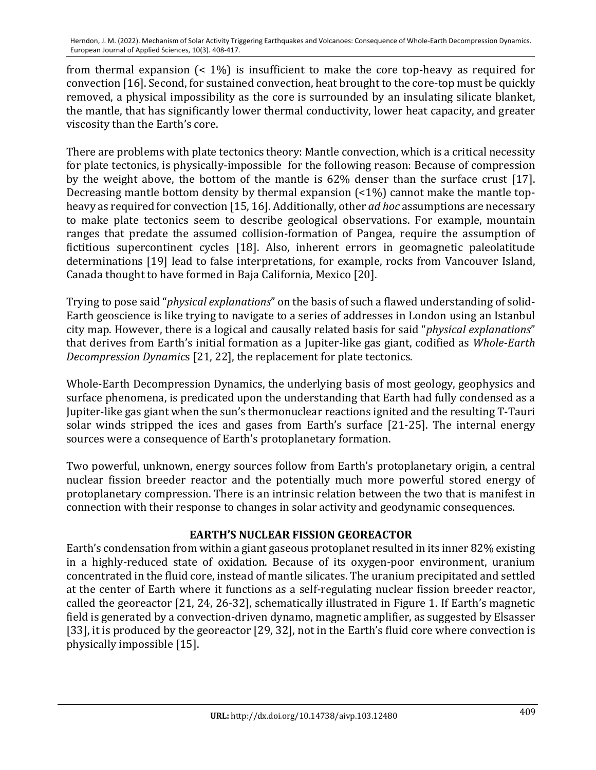from thermal expansion (< 1%) is insufficient to make the core top-heavy as required for convection [16]. Second, for sustained convection, heat brought to the core-top must be quickly removed, a physical impossibility as the core is surrounded by an insulating silicate blanket, the mantle, that has significantly lower thermal conductivity, lower heat capacity, and greater viscosity than the Earth's core.

There are problems with plate tectonics theory: Mantle convection, which is a critical necessity for plate tectonics, is physically-impossible for the following reason: Because of compression by the weight above, the bottom of the mantle is 62% denser than the surface crust [17]. Decreasing mantle bottom density by thermal expansion (<1%) cannot make the mantle top-heavy as required for convection [15, 16]. Additionally, other *ad hoc* assumptions are necessary to make plate tectonics seem to describe geological observations. For example, mountain ranges that predate the assumed collision-formation of Pangea, require the assumption of fictitious supercontinent cycles [18]. Also, inherent errors in geomagnetic paleolatitude determinations [19] lead to false interpretations, for example, rocks from Vancouver Island, Canada thought to have formed in Baja California, Mexico [20].

Trying to pose said "*physical explanations*" on the basis of such a flawed understanding of solid-Earth geoscience is like trying to navigate to a series of addresses in London using an Istanbul city map. However, there is a logical and causally related basis for said "*physical explanations*" that derives from Earth's initial formation as a Jupiter-like gas giant, codified as *Whole-Earth Decompression Dynamics* [21, 22], the replacement for plate tectonics.

Whole-Earth Decompression Dynamics, the underlying basis of most geology, geophysics and surface phenomena, is predicated upon the understanding that Earth had fully condensed as a Jupiter-like gas giant when the sun's thermonuclear reactions ignited and the resulting T-Tauri solar winds stripped the ices and gases from Earth's surface [21-25]. The internal energy sources were a consequence of Earth's protoplanetary formation.

Two powerful, unknown, energy sources follow from Earth's protoplanetary origin, a central nuclear fission breeder reactor and the potentially much more powerful stored energy of protoplanetary compression. There is an intrinsic relation between the two that is manifest in connection with their response to changes in solar activity and geodynamic consequences.

## EARTH'S NUCLEAR FISSION GEOREACTOR

Earth's condensation from within a giant gaseous protoplanet resulted in its inner 82% existing in a highly-reduced state of oxidation. Because of its oxygen-poor environment, uranium concentrated in the fluid core, instead of mantle silicates. The uranium precipitated and settled at the center of Earth where it functions as a self-regulating nuclear fission breeder reactor, called the georeactor [21, 24, 26-32], schematically illustrated in Figure 1. If Earth's magnetic field is generated by a convection-driven dynamo, magnetic amplifier, as suggested by Elsasser [33], it is produced by the georeactor [29, 32], not in the Earth's fluid core where convection is physically impossible [15].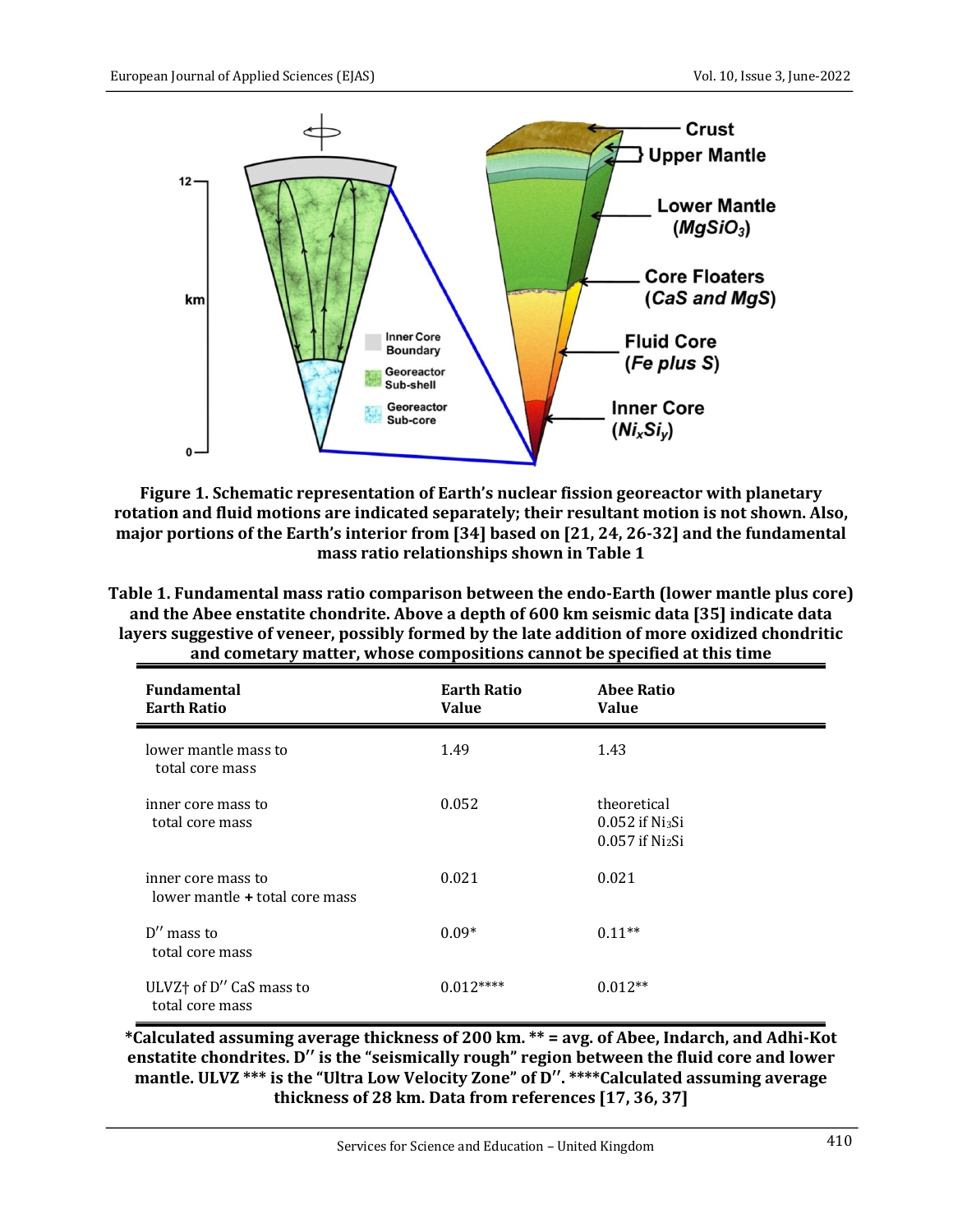**Figure 1. Schematic representation of Earth's nuclear fission georeactor with planetary rotation and fluid motions are indicated separately; their resultant motion is not shown. Also, major portions of the Earth's interior from [34] based on [21, 24, 26-32] and the fundamental mass ratio relationships shown in Table 1**

**Table 1. Fundamental mass ratio comparison between the endo-Earth (lower mantle plus core) and the Abee enstatite chondrite. Above a depth of 600 km seismic data [35] indicate data layers suggestive of veneer, possibly formed by the late addition of more oxidized chondritic and cometary matter, whose compositions cannot be specified at this time**

| Fundamental Earth Ratio | Earth Ratio Value | Abee Ratio Value |
|---|---|---|
| lower mantle mass to total core mass | 1.49 | 1.43 |
| inner core mass to total core mass | 0.052 | theoretical<br>0.052 if $Ni_3Si$<br>0.057 if $Ni_2Si$ |
| inner core mass to lower mantle + total core mass | 0.021 | 0.021 |
| D′′ mass to total core mass | 0.09* | 0.11** |
| ULVZ† of D′′ CaS mass to total core mass | 0.012**** | 0.012** |

**\*Calculated assuming average thickness of 200 km. ** = avg. of Abee, Indarch, and Adhi-Kot enstatite chondrites. D′′ is the "seismically rough" region between the fluid core and lower mantle. ULVZ *** is the "Ultra Low Velocity Zone" of D′′. ****Calculated assuming average thickness of 28 km. Data from references [17, 36, 37]**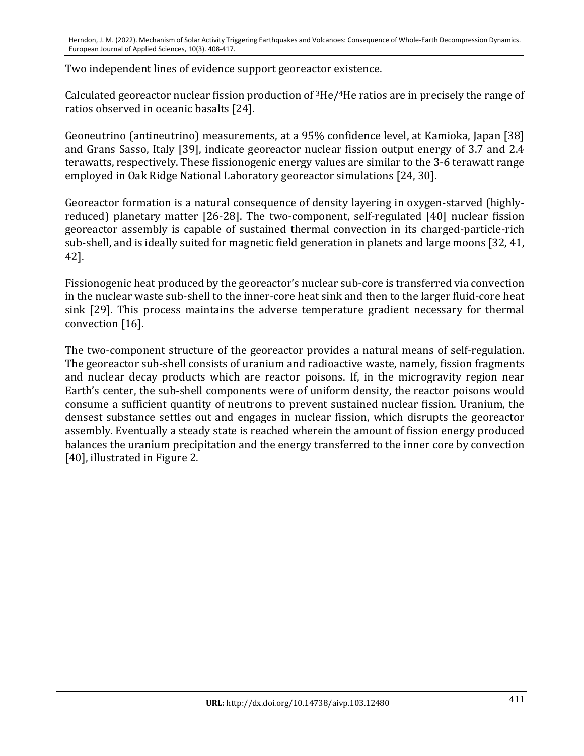Two independent lines of evidence support georeactor existence.

Calculated georeactor nuclear fission production of $^{3}He/^{4}He$ ratios are in precisely the range of ratios observed in oceanic basalts [24].

Geoneutrino (antineutrino) measurements, at a 95% confidence level, at Kamioka, Japan [38] and Grans Sasso, Italy [39], indicate georeactor nuclear fission output energy of 3.7 and 2.4 terawatts, respectively. These fissionogenic energy values are similar to the 3-6 terawatt range employed in Oak Ridge National Laboratory georeactor simulations [24, 30].

Georeactor formation is a natural consequence of density layering in oxygen-starved (highly-reduced) planetary matter [26-28]. The two-component, self-regulated [40] nuclear fission georeactor assembly is capable of sustained thermal convection in its charged-particle-rich sub-shell, and is ideally suited for magnetic field generation in planets and large moons [32, 41, 42].

Fissionogenic heat produced by the georeactor's nuclear sub-core is transferred via convection in the nuclear waste sub-shell to the inner-core heat sink and then to the larger fluid-core heat sink [29]. This process maintains the adverse temperature gradient necessary for thermal convection [16].

The two-component structure of the georeactor provides a natural means of self-regulation. The georeactor sub-shell consists of uranium and radioactive waste, namely, fission fragments and nuclear decay products which are reactor poisons. If, in the microgravity region near Earth's center, the sub-shell components were of uniform density, the reactor poisons would consume a sufficient quantity of neutrons to prevent sustained nuclear fission. Uranium, the densest substance settles out and engages in nuclear fission, which disrupts the georeactor assembly. Eventually a steady state is reached wherein the amount of fission energy produced balances the uranium precipitation and the energy transferred to the inner core by convection [40], illustrated in Figure 2.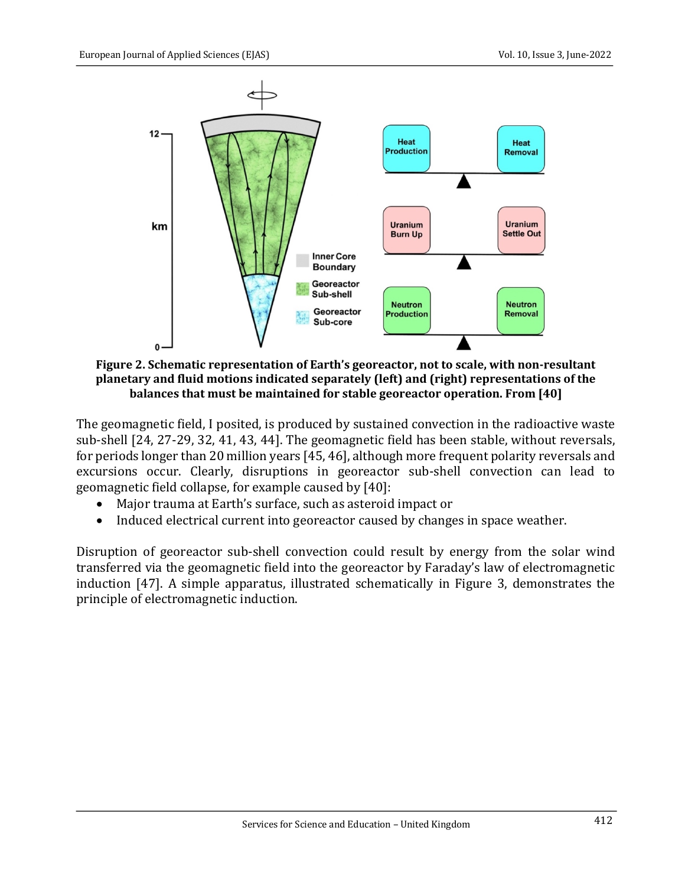**Figure 2. Schematic representation of Earth's georeactor, not to scale, with non-resultant planetary and fluid motions indicated separately (left) and (right) representations of the balances that must be maintained for stable georeactor operation. From [40]**

The geomagnetic field, I posited, is produced by sustained convection in the radioactive waste sub-shell [24, 27-29, 32, 41, 43, 44]. The geomagnetic field has been stable, without reversals, for periods longer than 20 million years [45, 46], although more frequent polarity reversals and excursions occur. Clearly, disruptions in georeactor sub-shell convection can lead to geomagnetic field collapse, for example caused by [40]:

- Major trauma at Earth's surface, such as asteroid impact or
- Induced electrical current into georeactor caused by changes in space weather.

Disruption of georeactor sub-shell convection could result by energy from the solar wind transferred via the geomagnetic field into the georeactor by Faraday's law of electromagnetic induction [47]. A simple apparatus, illustrated schematically in Figure 3, demonstrates the principle of electromagnetic induction.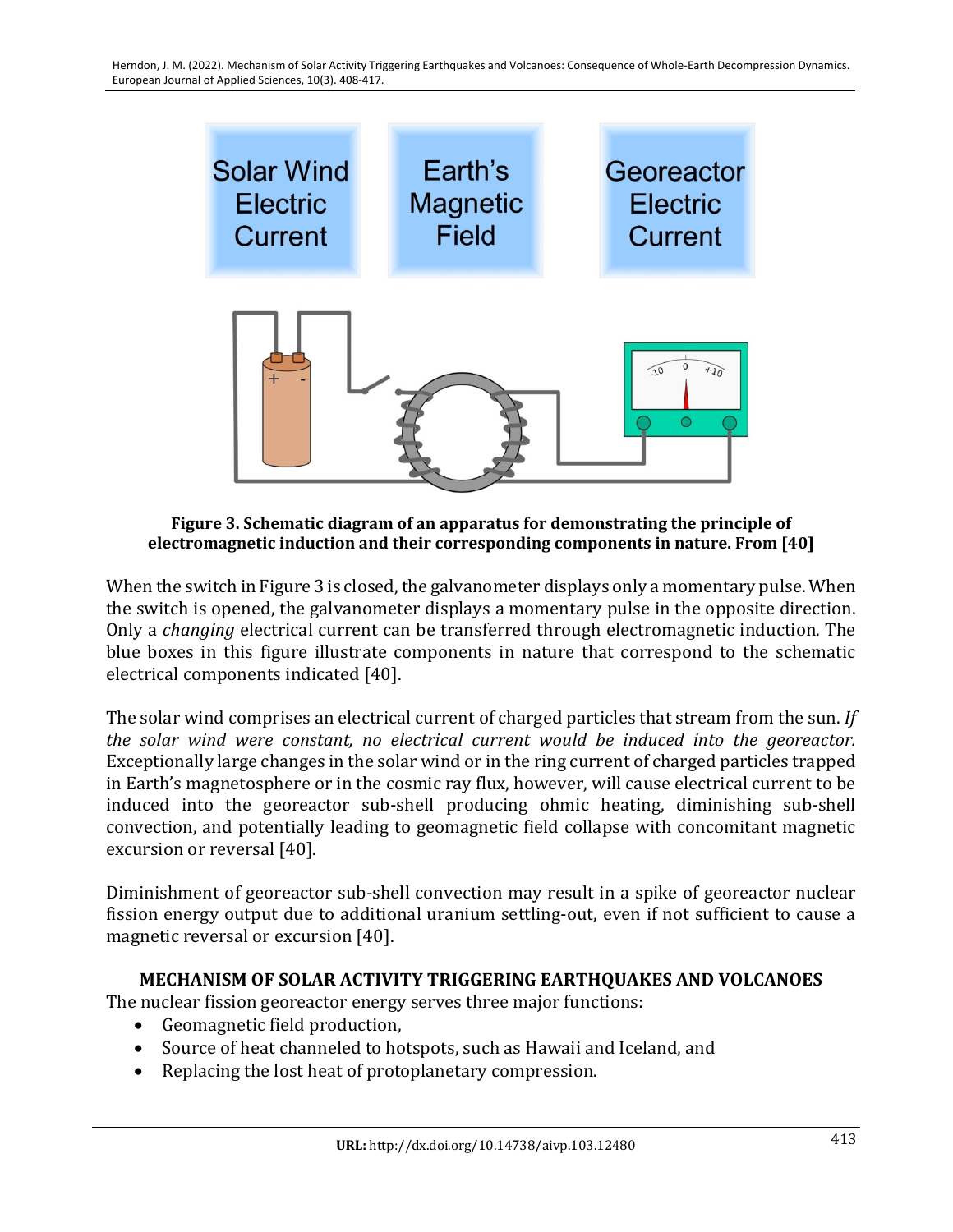**Figure 3. Schematic diagram of an apparatus for demonstrating the principle of electromagnetic induction and their corresponding components in nature. From [40]**

When the switch in Figure 3 is closed, the galvanometer displays only a momentary pulse. When the switch is opened, the galvanometer displays a momentary pulse in the opposite direction. Only a *changing* electrical current can be transferred through electromagnetic induction. The blue boxes in this figure illustrate components in nature that correspond to the schematic electrical components indicated [40].

The solar wind comprises an electrical current of charged particles that stream from the sun. *If the solar wind were constant, no electrical current would be induced into the georeactor.* Exceptionally large changes in the solar wind or in the ring current of charged particles trapped in Earth's magnetosphere or in the cosmic ray flux, however, will cause electrical current to be induced into the georeactor sub-shell producing ohmic heating, diminishing sub-shell convection, and potentially leading to geomagnetic field collapse with concomitant magnetic excursion or reversal [40].

Diminishment of georeactor sub-shell convection may result in a spike of georeactor nuclear fission energy output due to additional uranium settling-out, even if not sufficient to cause a magnetic reversal or excursion [40].

## MECHANISM OF SOLAR ACTIVITY TRIGGERING EARTHQUAKES AND VOLCANOES

The nuclear fission georeactor energy serves three major functions:

- Geomagnetic field production,
- Source of heat channeled to hotspots, such as Hawaii and Iceland, and
- Replacing the lost heat of protoplanetary compression.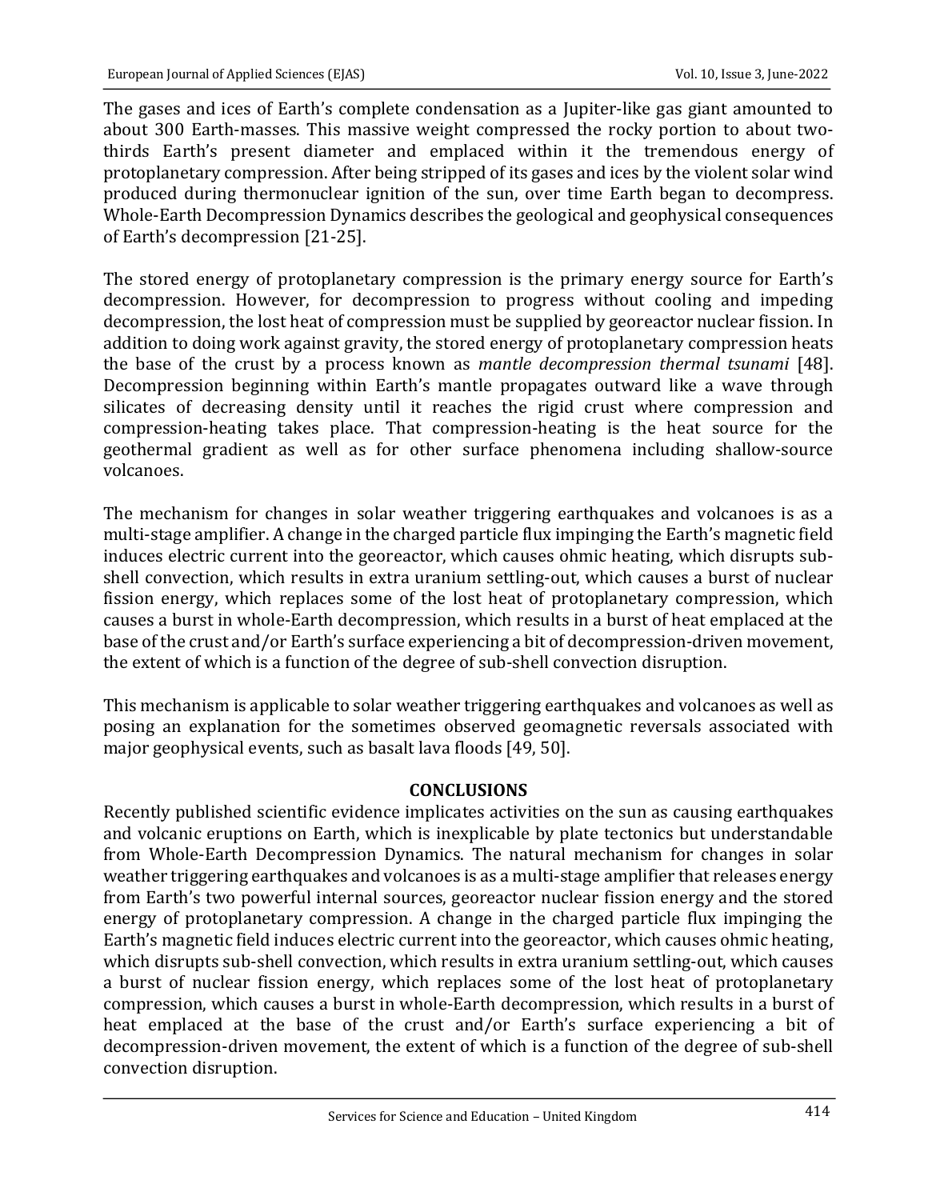The gases and ices of Earth's complete condensation as a Jupiter-like gas giant amounted to about 300 Earth-masses. This massive weight compressed the rocky portion to about two-thirds Earth's present diameter and emplaced within it the tremendous energy of protoplanetary compression. After being stripped of its gases and ices by the violent solar wind produced during thermonuclear ignition of the sun, over time Earth began to decompress. Whole-Earth Decompression Dynamics describes the geological and geophysical consequences of Earth's decompression [21-25].

The stored energy of protoplanetary compression is the primary energy source for Earth's decompression. However, for decompression to progress without cooling and impeding decompression, the lost heat of compression must be supplied by georeactor nuclear fission. In addition to doing work against gravity, the stored energy of protoplanetary compression heats the base of the crust by a process known as *mantle decompression thermal tsunami* [48]. Decompression beginning within Earth's mantle propagates outward like a wave through silicates of decreasing density until it reaches the rigid crust where compression and compression-heating takes place. That compression-heating is the heat source for the geothermal gradient as well as for other surface phenomena including shallow-source volcanoes.

The mechanism for changes in solar weather triggering earthquakes and volcanoes is as a multi-stage amplifier. A change in the charged particle flux impinging the Earth's magnetic field induces electric current into the georeactor, which causes ohmic heating, which disrupts sub-shell convection, which results in extra uranium settling-out, which causes a burst of nuclear fission energy, which replaces some of the lost heat of protoplanetary compression, which causes a burst in whole-Earth decompression, which results in a burst of heat emplaced at the base of the crust and/or Earth's surface experiencing a bit of decompression-driven movement, the extent of which is a function of the degree of sub-shell convection disruption.

This mechanism is applicable to solar weather triggering earthquakes and volcanoes as well as posing an explanation for the sometimes observed geomagnetic reversals associated with major geophysical events, such as basalt lava floods [49, 50].

## CONCLUSIONS

Recently published scientific evidence implicates activities on the sun as causing earthquakes and volcanic eruptions on Earth, which is inexplicable by plate tectonics but understandable from Whole-Earth Decompression Dynamics. The natural mechanism for changes in solar weather triggering earthquakes and volcanoes is as a multi-stage amplifier that releases energy from Earth's two powerful internal sources, georeactor nuclear fission energy and the stored energy of protoplanetary compression. A change in the charged particle flux impinging the Earth's magnetic field induces electric current into the georeactor, which causes ohmic heating, which disrupts sub-shell convection, which results in extra uranium settling-out, which causes a burst of nuclear fission energy, which replaces some of the lost heat of protoplanetary compression, which causes a burst in whole-Earth decompression, which results in a burst of heat emplaced at the base of the crust and/or Earth's surface experiencing a bit of decompression-driven movement, the extent of which is a function of the degree of sub-shell convection disruption.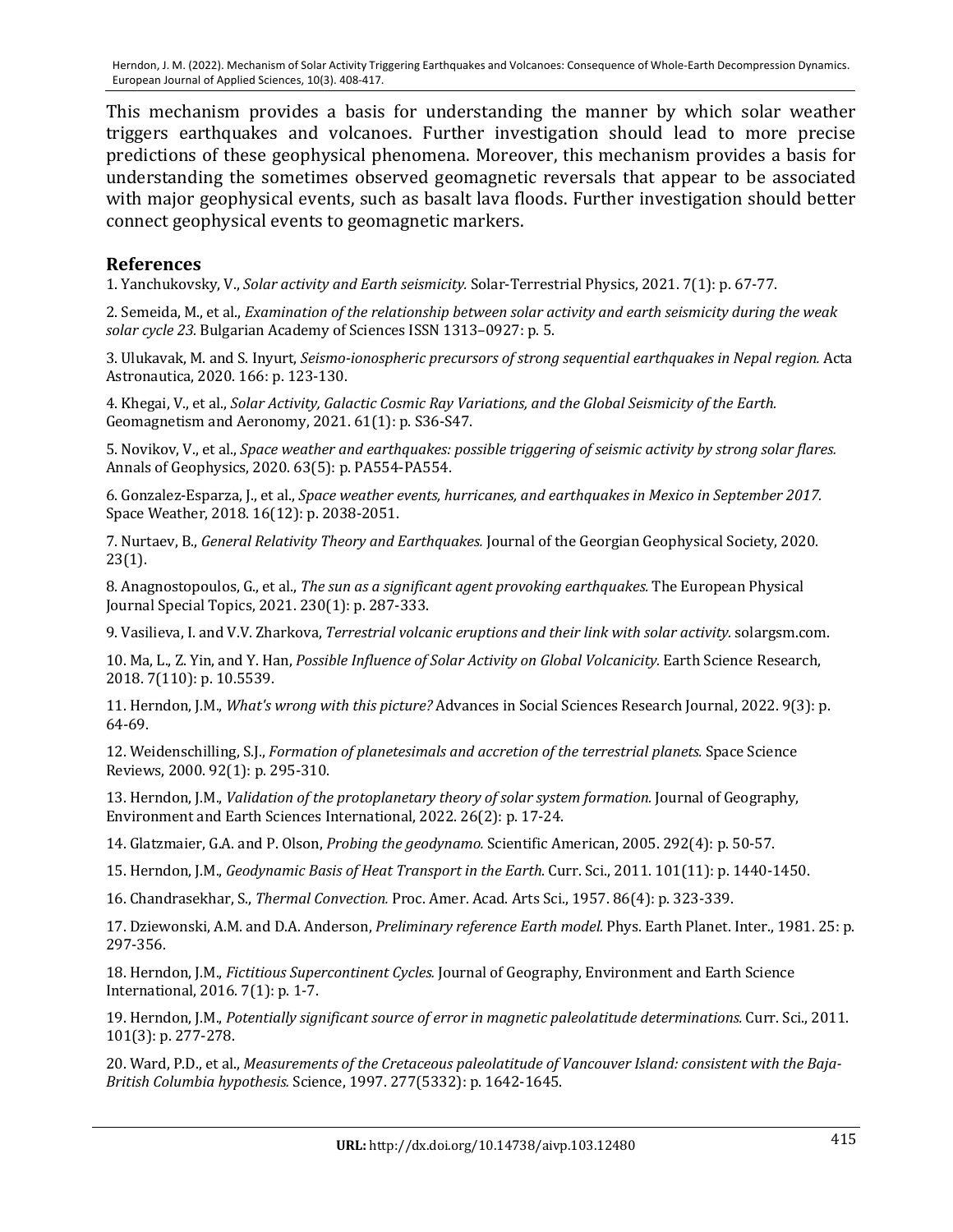This mechanism provides a basis for understanding the manner by which solar weather triggers earthquakes and volcanoes. Further investigation should lead to more precise predictions of these geophysical phenomena. Moreover, this mechanism provides a basis for understanding the sometimes observed geomagnetic reversals that appear to be associated with major geophysical events, such as basalt lava floods. Further investigation should better connect geophysical events to geomagnetic markers.

## References

1. Yanchukovsky, V., *Solar activity and Earth seismicity.* Solar-Terrestrial Physics, 2021. 7(1): p. 67-77.

2. Semeida, M., et al., *Examination of the relationship between solar activity and earth seismicity during the weak solar cycle 23.* Bulgarian Academy of Sciences ISSN 1313–0927: p. 5.

3. Ulukavak, M. and S. Inyurt, *Seismo-ionospheric precursors of strong sequential earthquakes in Nepal region.* Acta Astronautica, 2020. 166: p. 123-130.

4. Khegai, V., et al., *Solar Activity, Galactic Cosmic Ray Variations, and the Global Seismicity of the Earth.* Geomagnetism and Aeronomy, 2021. 61(1): p. S36-S47.

5. Novikov, V., et al., *Space weather and earthquakes: possible triggering of seismic activity by strong solar flares.* Annals of Geophysics, 2020. 63(5): p. PA554-PA554.

6. Gonzalez-Esparza, J., et al., *Space weather events, hurricanes, and earthquakes in Mexico in September 2017.* Space Weather, 2018. 16(12): p. 2038-2051.

7. Nurtaev, B., *General Relativity Theory and Earthquakes.* Journal of the Georgian Geophysical Society, 2020. 23(1).

8. Anagnostopoulos, G., et al., *The sun as a significant agent provoking earthquakes.* The European Physical Journal Special Topics, 2021. 230(1): p. 287-333.

9. Vasilieva, I. and V.V. Zharkova, *Terrestrial volcanic eruptions and their link with solar activity.* solargsm.com.

10. Ma, L., Z. Yin, and Y. Han, *Possible Influence of Solar Activity on Global Volcanicity.* Earth Science Research, 2018. 7(110): p. 10.5539.

11. Herndon, J.M., *What's wrong with this picture?* Advances in Social Sciences Research Journal, 2022. 9(3): p. 64-69.

12. Weidenschilling, S.J., *Formation of planetesimals and accretion of the terrestrial planets.* Space Science Reviews, 2000. 92(1): p. 295-310.

13. Herndon, J.M., *Validation of the protoplanetary theory of solar system formation.* Journal of Geography, Environment and Earth Sciences International, 2022. 26(2): p. 17-24.

14. Glatzmaier, G.A. and P. Olson, *Probing the geodynamo.* Scientific American, 2005. 292(4): p. 50-57.

15. Herndon, J.M., *Geodynamic Basis of Heat Transport in the Earth.* Curr. Sci., 2011. 101(11): p. 1440-1450.

16. Chandrasekhar, S., *Thermal Convection.* Proc. Amer. Acad. Arts Sci., 1957. 86(4): p. 323-339.

17. Dziewonski, A.M. and D.A. Anderson, *Preliminary reference Earth model.* Phys. Earth Planet. Inter., 1981. 25: p. 297-356.

18. Herndon, J.M., *Fictitious Supercontinent Cycles.* Journal of Geography, Environment and Earth Science International, 2016. 7(1): p. 1-7.

19. Herndon, J.M., *Potentially significant source of error in magnetic paleolatitude determinations.* Curr. Sci., 2011. 101(3): p. 277-278.

20. Ward, P.D., et al., *Measurements of the Cretaceous paleolatitude of Vancouver Island: consistent with the Baja-British Columbia hypothesis.* Science, 1997. 277(5332): p. 1642-1645.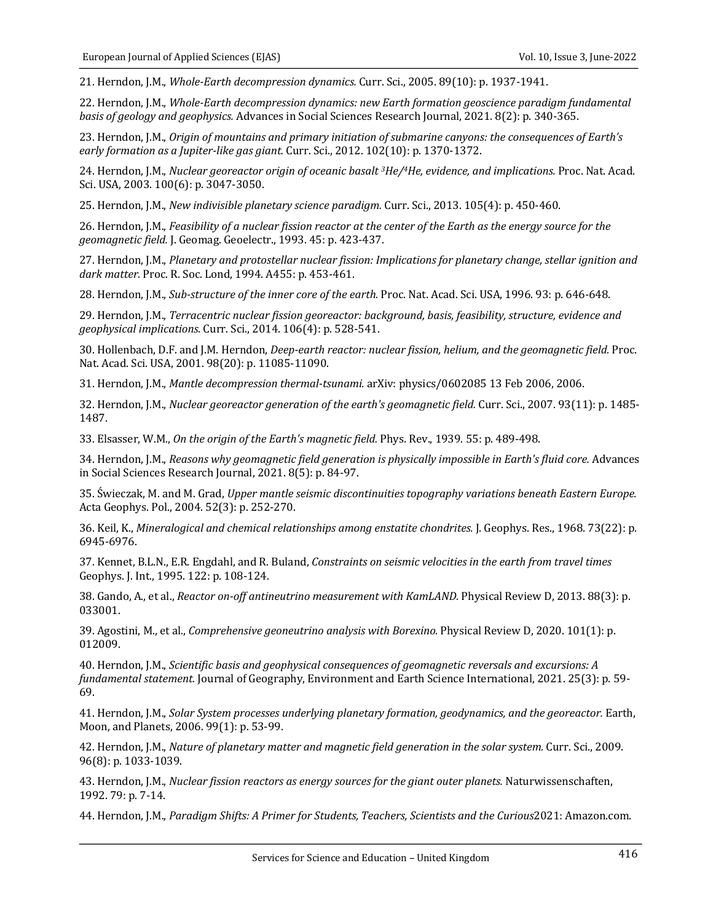21. Herndon, J.M., *Whole-Earth decompression dynamics.* Curr. Sci., 2005. 89(10): p. 1937-1941.

22. Herndon, J.M., *Whole-Earth decompression dynamics: new Earth formation geoscience paradigm fundamental basis of geology and geophysics.* Advances in Social Sciences Research Journal, 2021. 8(2): p. 340-365.

23. Herndon, J.M., *Origin of mountains and primary initiation of submarine canyons: the consequences of Earth's early formation as a Jupiter-like gas giant.* Curr. Sci., 2012. 102(10): p. 1370-1372.

24. Herndon, J.M., *Nuclear georeactor origin of oceanic basalt $^3He/^4He$, evidence, and implications.* Proc. Nat. Acad. Sci. USA, 2003. 100(6): p. 3047-3050.

25. Herndon, J.M., *New indivisible planetary science paradigm.* Curr. Sci., 2013. 105(4): p. 450-460.

26. Herndon, J.M., *Feasibility of a nuclear fission reactor at the center of the Earth as the energy source for the geomagnetic field.* J. Geomag. Geoelectr., 1993. 45: p. 423-437.

27. Herndon, J.M., *Planetary and protostellar nuclear fission: Implications for planetary change, stellar ignition and dark matter.* Proc. R. Soc. Lond, 1994. A455: p. 453-461.

28. Herndon, J.M., *Sub-structure of the inner core of the earth.* Proc. Nat. Acad. Sci. USA, 1996. 93: p. 646-648.

29. Herndon, J.M., *Terracentric nuclear fission georeactor: background, basis, feasibility, structure, evidence and geophysical implications.* Curr. Sci., 2014. 106(4): p. 528-541.

30. Hollenbach, D.F. and J.M. Herndon, *Deep-earth reactor: nuclear fission, helium, and the geomagnetic field.* Proc. Nat. Acad. Sci. USA, 2001. 98(20): p. 11085-11090.

31. Herndon, J.M., *Mantle decompression thermal-tsunami.* arXiv: physics/0602085 13 Feb 2006, 2006.

32. Herndon, J.M., *Nuclear georeactor generation of the earth's geomagnetic field.* Curr. Sci., 2007. 93(11): p. 1485-1487.

33. Elsasser, W.M., *On the origin of the Earth's magnetic field.* Phys. Rev., 1939. 55: p. 489-498.

34. Herndon, J.M., *Reasons why geomagnetic field generation is physically impossible in Earth's fluid core.* Advances in Social Sciences Research Journal, 2021. 8(5): p. 84-97.

35. Świeczak, M. and M. Grad, *Upper mantle seismic discontinuities topography variations beneath Eastern Europe.* Acta Geophys. Pol., 2004. 52(3): p. 252-270.

36. Keil, K., *Mineralogical and chemical relationships among enstatite chondrites.* J. Geophys. Res., 1968. 73(22): p. 6945-6976.

37. Kennet, B.L.N., E.R. Engdahl, and R. Buland, *Constraints on seismic velocities in the earth from travel times* Geophys. J. Int., 1995. 122: p. 108-124.

38. Gando, A., et al., *Reactor on-off antineutrino measurement with KamLAND.* Physical Review D, 2013. 88(3): p. 033001.

39. Agostini, M., et al., *Comprehensive geoneutrino analysis with Borexino.* Physical Review D, 2020. 101(1): p. 012009.

40. Herndon, J.M., *Scientific basis and geophysical consequences of geomagnetic reversals and excursions: A fundamental statement.* Journal of Geography, Environment and Earth Science International, 2021. 25(3): p. 59-69.

41. Herndon, J.M., *Solar System processes underlying planetary formation, geodynamics, and the georeactor.* Earth, Moon, and Planets, 2006. 99(1): p. 53-99.

42. Herndon, J.M., *Nature of planetary matter and magnetic field generation in the solar system.* Curr. Sci., 2009. 96(8): p. 1033-1039.

43. Herndon, J.M., *Nuclear fission reactors as energy sources for the giant outer planets.* Naturwissenschaften, 1992. 79: p. 7-14.

44. Herndon, J.M., *Paradigm Shifts: A Primer for Students, Teachers, Scientists and the Curious*2021: Amazon.com.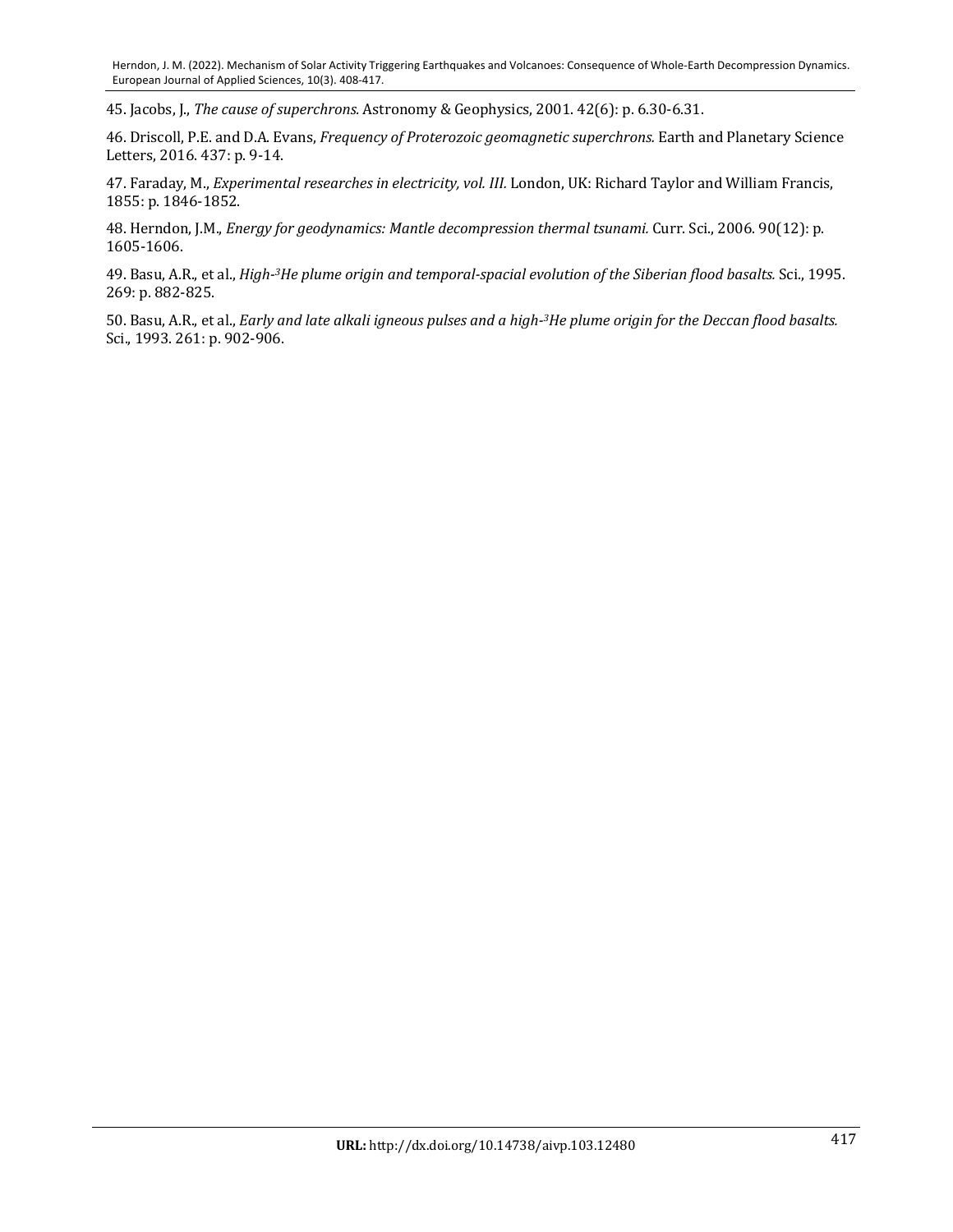45. Jacobs, J., *The cause of superchrons.* Astronomy & Geophysics, 2001. 42(6): p. 6.30-6.31.

46. Driscoll, P.E. and D.A. Evans, *Frequency of Proterozoic geomagnetic superchrons.* Earth and Planetary Science Letters, 2016. 437: p. 9-14.

47. Faraday, M., *Experimental researches in electricity, vol. III.* London, UK: Richard Taylor and William Francis, 1855: p. 1846-1852.

48. Herndon, J.M., *Energy for geodynamics: Mantle decompression thermal tsunami.* Curr. Sci., 2006. 90(12): p. 1605-1606.

49. Basu, A.R., et al., *High-$^{3}$He plume origin and temporal-spacial evolution of the Siberian flood basalts.* Sci., 1995. 269: p. 882-825.

50. Basu, A.R., et al., *Early and late alkali igneous pulses and a high-$^{3}$He plume origin for the Deccan flood basalts.* Sci., 1993. 261: p. 902-906.